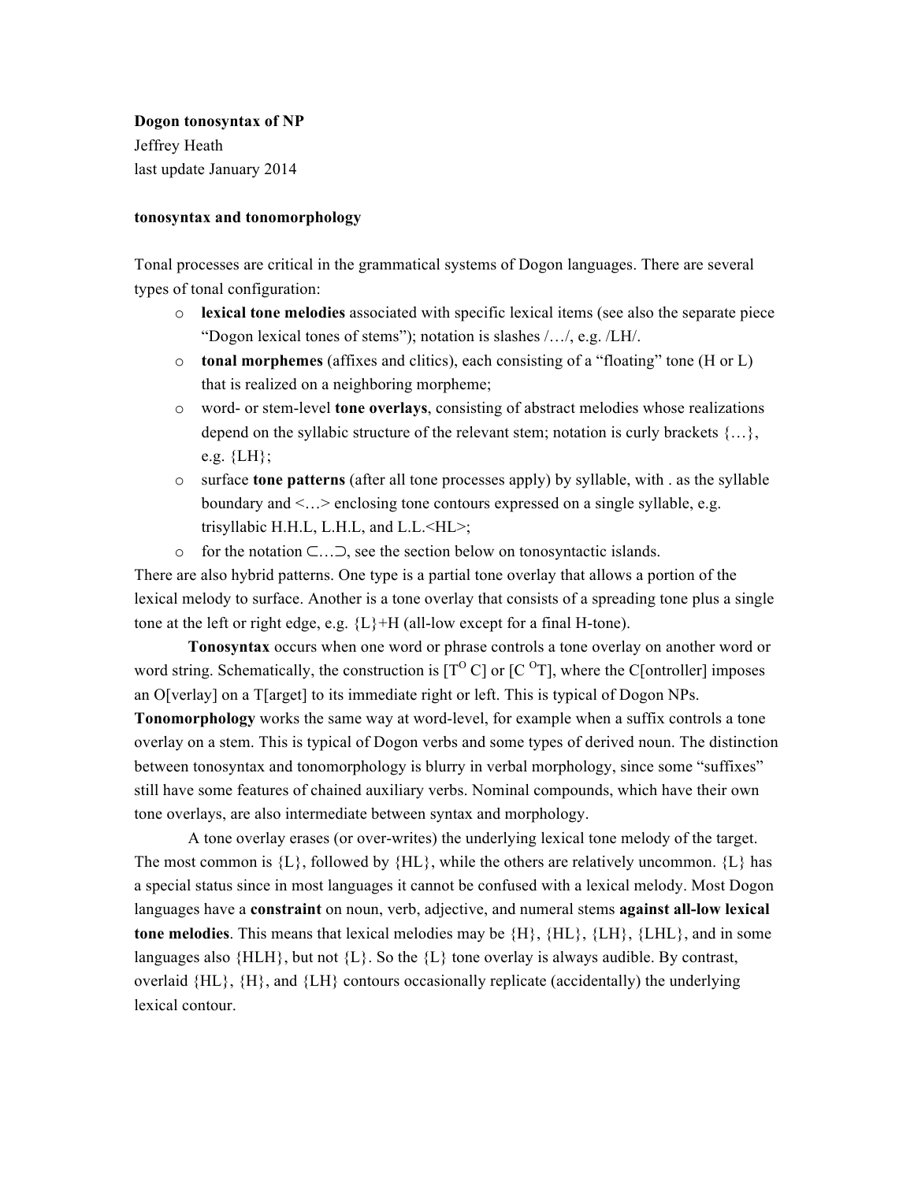**Dogon tonosyntax of NP**
Jeffrey Heath
last update January 2014

**tonosyntax and tonomorphology**

Tonal processes are critical in the grammatical systems of Dogon languages. There are several types of tonal configuration:

- **lexical tone melodies** associated with specific lexical items (see also the separate piece "Dogon lexical tones of stems"); notation is slashes /…/, e.g. /LH/.
- **tonal morphemes** (affixes and clitics), each consisting of a "floating" tone (H or L) that is realized on a neighboring morpheme;
- word- or stem-level **tone overlays**, consisting of abstract melodies whose realizations depend on the syllabic structure of the relevant stem; notation is curly brackets {…}, e.g. {LH};
- surface **tone patterns** (after all tone processes apply) by syllable, with . as the syllable boundary and <…> enclosing tone contours expressed on a single syllable, e.g. trisyllabic H.H.L, L.H.L, and L.L.<HL>;
- for the notation ⊂…⊃, see the section below on tonosyntactic islands.

There are also hybrid patterns. One type is a partial tone overlay that allows a portion of the lexical melody to surface. Another is a tone overlay that consists of a spreading tone plus a single tone at the left or right edge, e.g. {L}+H (all-low except for a final H-tone).

**Tonosyntax** occurs when one word or phrase controls a tone overlay on another word or word string. Schematically, the construction is [$T^{O}$ C] or [C $^{O}T$], where the C[ontroller] imposes an O[verlay] on a T[arget] to its immediate right or left. This is typical of Dogon NPs. **Tonomorphology** works the same way at word-level, for example when a suffix controls a tone overlay on a stem. This is typical of Dogon verbs and some types of derived noun. The distinction between tonosyntax and tonomorphology is blurry in verbal morphology, since some "suffixes" still have some features of chained auxiliary verbs. Nominal compounds, which have their own tone overlays, are also intermediate between syntax and morphology.

A tone overlay erases (or over-writes) the underlying lexical tone melody of the target. The most common is {L}, followed by {HL}, while the others are relatively uncommon. {L} has a special status since in most languages it cannot be confused with a lexical melody. Most Dogon languages have a **constraint** on noun, verb, adjective, and numeral stems **against all-low lexical tone melodies**. This means that lexical melodies may be {H}, {HL}, {LH}, {LHL}, and in some languages also {HLH}, but not {L}. So the {L} tone overlay is always audible. By contrast, overlaid {HL}, {H}, and {LH} contours occasionally replicate (accidentally) the underlying lexical contour.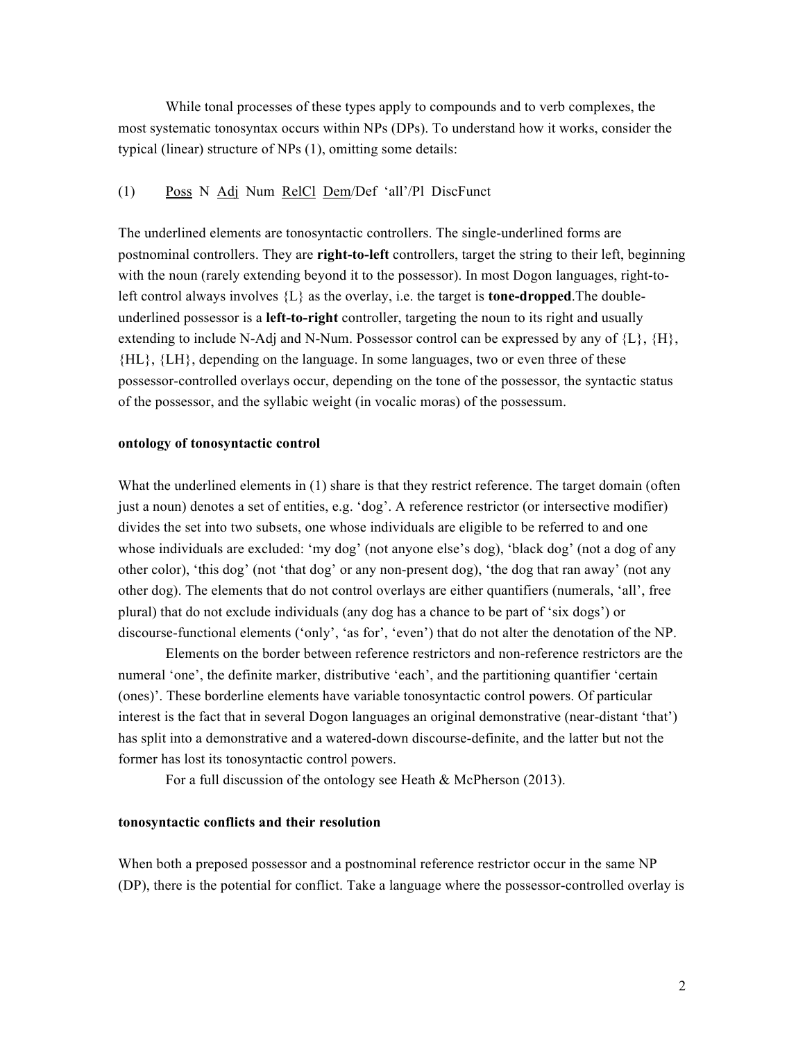While tonal processes of these types apply to compounds and to verb complexes, the most systematic tonosyntax occurs within NPs (DPs). To understand how it works, consider the typical (linear) structure of NPs (1), omitting some details:

(1) <u><u>Poss</u></u> N <u>Adj</u> Num <u>RelCl</u> <u>Dem</u>/Def 'all'/Pl DiscFunct

The underlined elements are tonosyntactic controllers. The single-underlined forms are postnominal controllers. They are **right-to-left** controllers, target the string to their left, beginning with the noun (rarely extending beyond it to the possessor). In most Dogon languages, right-to-left control always involves {L} as the overlay, i.e. the target is **tone-dropped**.The double-underlined possessor is a **left-to-right** controller, targeting the noun to its right and usually extending to include N-Adj and N-Num. Possessor control can be expressed by any of {L}, {H}, {HL}, {LH}, depending on the language. In some languages, two or even three of these possessor-controlled overlays occur, depending on the tone of the possessor, the syntactic status of the possessor, and the syllabic weight (in vocalic moras) of the possessum.

**ontology of tonosyntactic control**

What the underlined elements in (1) share is that they restrict reference. The target domain (often just a noun) denotes a set of entities, e.g. 'dog'. A reference restrictor (or intersective modifier) divides the set into two subsets, one whose individuals are eligible to be referred to and one whose individuals are excluded: 'my dog' (not anyone else's dog), 'black dog' (not a dog of any other color), 'this dog' (not 'that dog' or any non-present dog), 'the dog that ran away' (not any other dog). The elements that do not control overlays are either quantifiers (numerals, 'all', free plural) that do not exclude individuals (any dog has a chance to be part of 'six dogs') or discourse-functional elements ('only', 'as for', 'even') that do not alter the denotation of the NP.

Elements on the border between reference restrictors and non-reference restrictors are the numeral 'one', the definite marker, distributive 'each', and the partitioning quantifier 'certain (ones)'. These borderline elements have variable tonosyntactic control powers. Of particular interest is the fact that in several Dogon languages an original demonstrative (near-distant 'that') has split into a demonstrative and a watered-down discourse-definite, and the latter but not the former has lost its tonosyntactic control powers.

For a full discussion of the ontology see Heath & McPherson (2013).

**tonosyntactic conflicts and their resolution**

When both a preposed possessor and a postnominal reference restrictor occur in the same NP (DP), there is the potential for conflict. Take a language where the possessor-controlled overlay is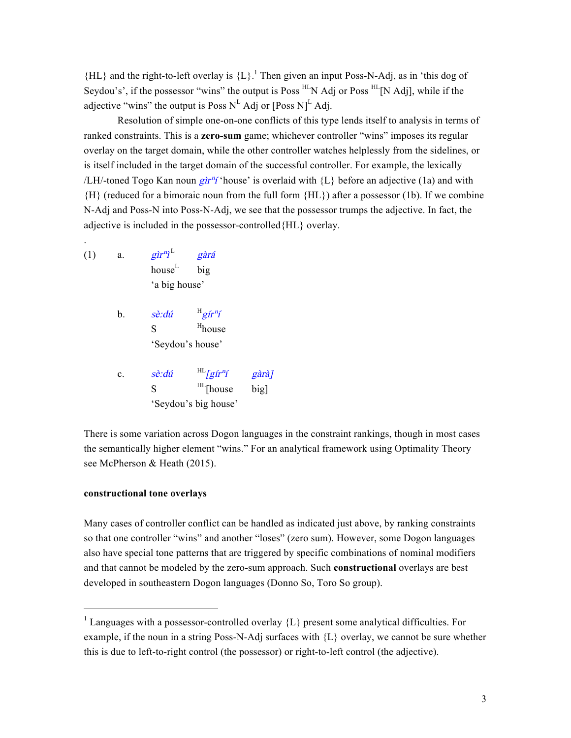{HL} and the right-to-left overlay is {L}.[1] Then given an input Poss-N-Adj, as in 'this dog of Seydou's', if the possessor "wins" the output is Poss $^{HL}$N Adj or Poss $^{HL}$[N Adj], while if the adjective "wins" the output is Poss N$^{L}$ Adj or [Poss N]$^{L}$ Adj.

Resolution of simple one-on-one conflicts of this type lends itself to analysis in terms of ranked constraints. This is a **zero-sum** game; whichever controller "wins" imposes its regular overlay on the target domain, while the other controller watches helplessly from the sidelines, or is itself included in the target domain of the successful controller. For example, the lexically /LH/-toned Togo Kan noun *gìrⁿí* 'house' is overlaid with {L} before an adjective (1a) and with {H} (reduced for a bimoraic noun from the full form {HL}) after a possessor (1b). If we combine N-Adj and Poss-N into Poss-N-Adj, we see that the possessor trumps the adjective. In fact, the adjective is included in the possessor-controlled{HL} overlay.

.

(1) a. *gìrⁿì*$^{L}$ *gàrá*
house$^{L}$ big
'a big house'

b. *sè:dú* $^{H}$*gírⁿí*
S $^{H}$house
'Seydou's house'

c. *sè:dú* $^{HL}$*[gírⁿí* *gàrà]*
S $^{HL}$[house big]
'Seydou's big house'

There is some variation across Dogon languages in the constraint rankings, though in most cases the semantically higher element "wins." For an analytical framework using Optimality Theory see McPherson & Heath (2015).

**constructional tone overlays**

Many cases of controller conflict can be handled as indicated just above, by ranking constraints so that one controller "wins" and another "loses" (zero sum). However, some Dogon languages also have special tone patterns that are triggered by specific combinations of nominal modifiers and that cannot be modeled by the zero-sum approach. Such **constructional** overlays are best developed in southeastern Dogon languages (Donno So, Toro So group).

---

[1] Languages with a possessor-controlled overlay {L} present some analytical difficulties. For example, if the noun in a string Poss-N-Adj surfaces with {L} overlay, we cannot be sure whether this is due to left-to-right control (the possessor) or right-to-left control (the adjective).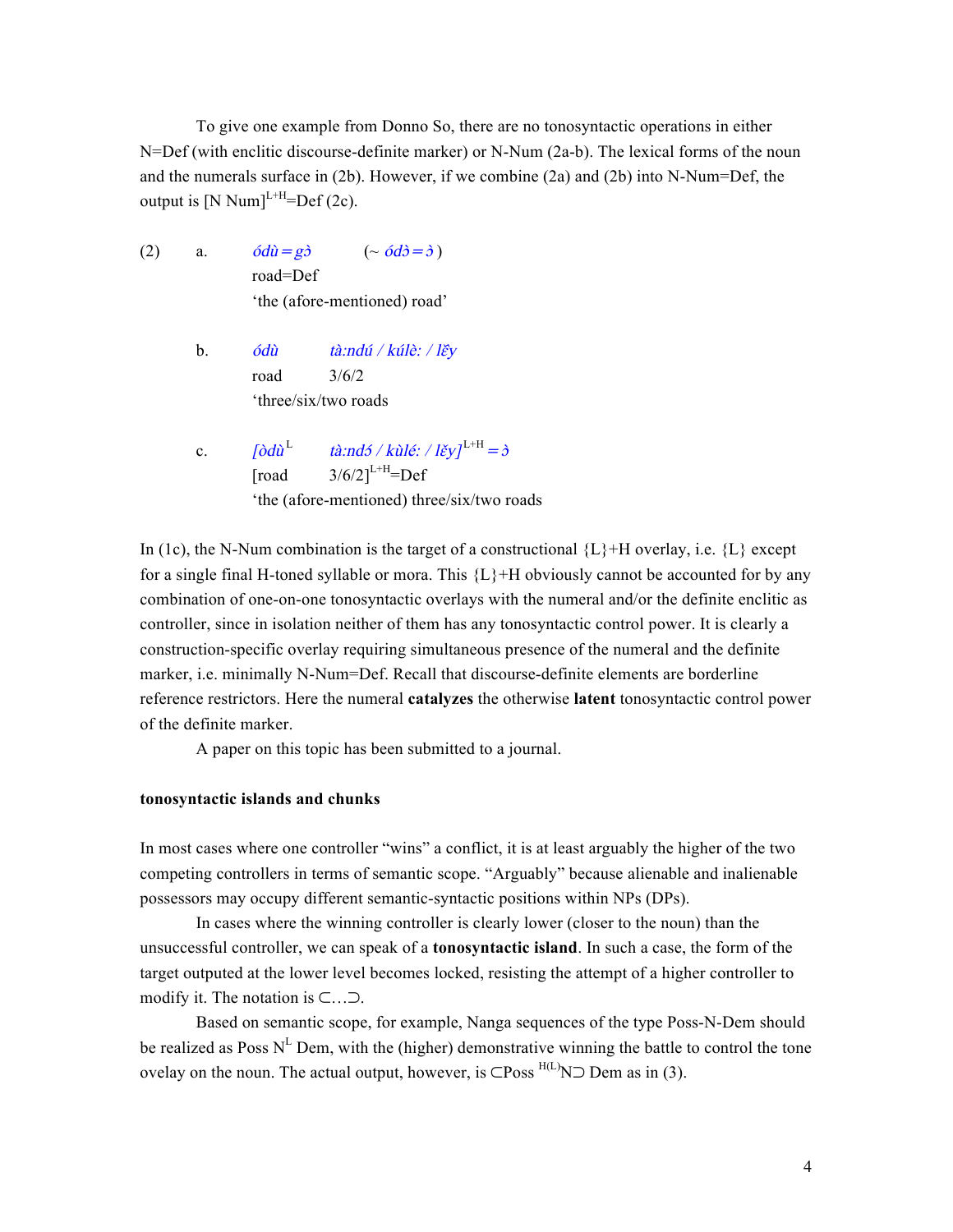To give one example from Donno So, there are no tonosyntactic operations in either N=Def (with enclitic discourse-definite marker) or N-Num (2a-b). The lexical forms of the noun and the numerals surface in (2b). However, if we combine (2a) and (2b) into N-Num=Def, the output is [N Num]$^{L+H}$=Def (2c).

(2) a. *ódù=gɔ̀* (~ *ódɔ̀=ɔ̀*)
road=Def
'the (afore-mentioned) road'

b. *ódù* *tà:ndú / kúlè: / lɛ̌y*
road 3/6/2
'three/six/two roads

c. *[òdù*$^{L}$ *tà:ndɔ́ / kùlé: / lɛ̌y]*$^{L+H}$*=ɔ̀*
[road 3/6/2]$^{L+H}$=Def
'the (afore-mentioned) three/six/two roads

In (1c), the N-Num combination is the target of a constructional {L}+H overlay, i.e. {L} except for a single final H-toned syllable or mora. This {L}+H obviously cannot be accounted for by any combination of one-on-one tonosyntactic overlays with the numeral and/or the definite enclitic as controller, since in isolation neither of them has any tonosyntactic control power. It is clearly a construction-specific overlay requiring simultaneous presence of the numeral and the definite marker, i.e. minimally N-Num=Def. Recall that discourse-definite elements are borderline reference restrictors. Here the numeral **catalyzes** the otherwise **latent** tonosyntactic control power of the definite marker.

A paper on this topic has been submitted to a journal.

**tonosyntactic islands and chunks**

In most cases where one controller "wins" a conflict, it is at least arguably the higher of the two competing controllers in terms of semantic scope. "Arguably" because alienable and inalienable possessors may occupy different semantic-syntactic positions within NPs (DPs).

In cases where the winning controller is clearly lower (closer to the noun) than the unsuccessful controller, we can speak of a **tonosyntactic island**. In such a case, the form of the target outputted at the lower level becomes locked, resisting the attempt of a higher controller to modify it. The notation is ⊂…⊃.

Based on semantic scope, for example, Nanga sequences of the type Poss-N-Dem should be realized as Poss N$^{L}$ Dem, with the (higher) demonstrative winning the battle to control the tone ovelay on the noun. The actual output, however, is ⊂Poss $^{H(L)}$N⊃ Dem as in (3).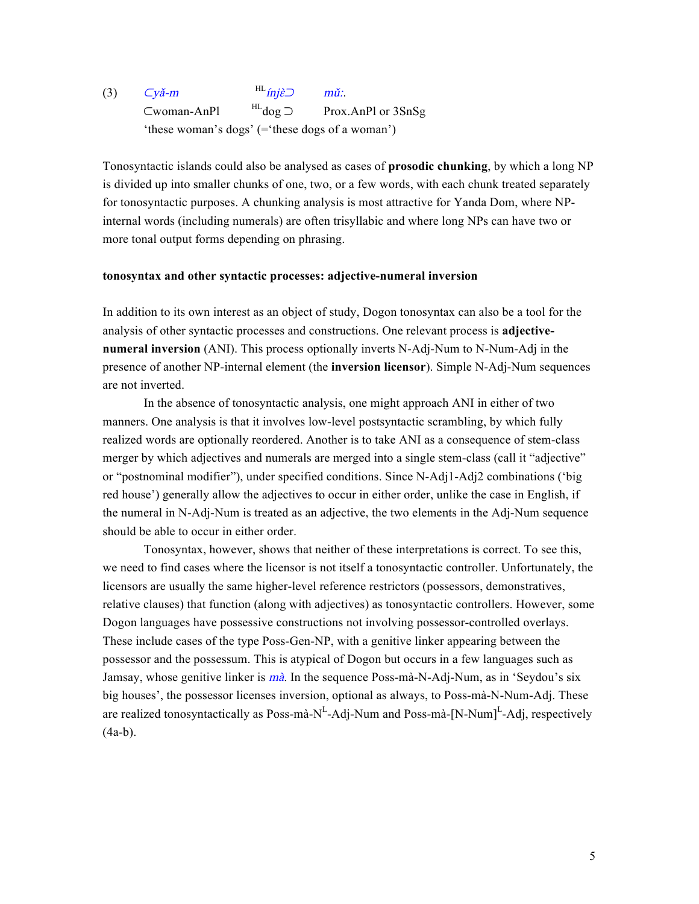(3) ⊂*yǎ-m* $^{HL}$*ínjὲ*⊃ *mǔ:*.
⊂woman-AnPl $^{HL}$dog ⊃ Prox.AnPl or 3SnSg
'these woman's dogs' (='these dogs of a woman')

Tonosyntactic islands could also be analysed as cases of **prosodic chunking**, by which a long NP is divided up into smaller chunks of one, two, or a few words, with each chunk treated separately for tonosyntactic purposes. A chunking analysis is most attractive for Yanda Dom, where NP-internal words (including numerals) are often trisyllabic and where long NPs can have two or more tonal output forms depending on phrasing.

**tonosyntax and other syntactic processes: adjective-numeral inversion**

In addition to its own interest as an object of study, Dogon tonosyntax can also be a tool for the analysis of other syntactic processes and constructions. One relevant process is **adjective-numeral inversion** (ANI). This process optionally inverts N-Adj-Num to N-Num-Adj in the presence of another NP-internal element (the **inversion licensor**). Simple N-Adj-Num sequences are not inverted.

In the absence of tonosyntactic analysis, one might approach ANI in either of two manners. One analysis is that it involves low-level postsyntactic scrambling, by which fully realized words are optionally reordered. Another is to take ANI as a consequence of stem-class merger by which adjectives and numerals are merged into a single stem-class (call it "adjective" or "postnominal modifier"), under specified conditions. Since N-Adj1-Adj2 combinations ('big red house') generally allow the adjectives to occur in either order, unlike the case in English, if the numeral in N-Adj-Num is treated as an adjective, the two elements in the Adj-Num sequence should be able to occur in either order.

Tonosyntax, however, shows that neither of these interpretations is correct. To see this, we need to find cases where the licensor is not itself a tonosyntactic controller. Unfortunately, the licensors are usually the same higher-level reference restrictors (possessors, demonstratives, relative clauses) that function (along with adjectives) as tonosyntactic controllers. However, some Dogon languages have possessive constructions not involving possessor-controlled overlays. These include cases of the type Poss-Gen-NP, with a genitive linker appearing between the possessor and the possessum. This is atypical of Dogon but occurs in a few languages such as Jamsay, whose genitive linker is *mà*. In the sequence Poss-mà-N-Adj-Num, as in 'Seydou's six big houses', the possessor licenses inversion, optional as always, to Poss-mà-N-Num-Adj. These are realized tonosyntactically as Poss-mà-N$^{L}$-Adj-Num and Poss-mà-[N-Num]$^{L}$-Adj, respectively (4a-b).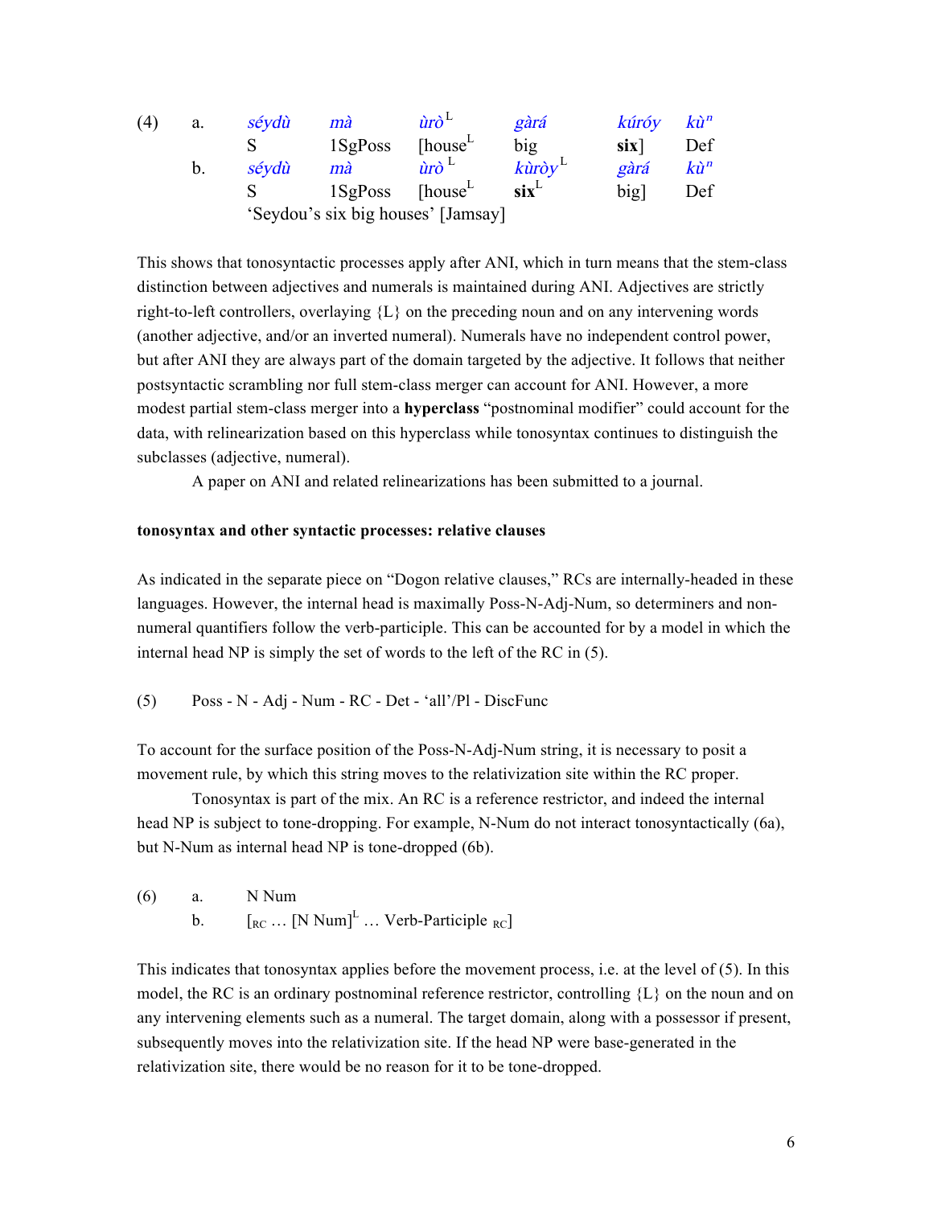(4) a.

| | *séydù* | *mà* | *ùrò*$^{L}$ | *gàrá* | *kúróy* | *kù*$^{n}$ |
|---|---|---|---|---|---|---|
| | S | 1SgPoss | [house$^{L}$ | big | **six**] | Def |

(4) b.

| | *séydù* | *mà* | *ùrò*$^{L}$ | *kùròy*$^{L}$ | *gàrá* | *kù*$^{n}$ |
|---|---|---|---|---|---|---|
| | S | 1SgPoss | [house$^{L}$ | **six**$^{L}$ | big] | Def |

'Seydou's six big houses' [Jamsay]

This shows that tonosyntactic processes apply after ANI, which in turn means that the stem-class distinction between adjectives and numerals is maintained during ANI. Adjectives are strictly right-to-left controllers, overlaying {L} on the preceding noun and on any intervening words (another adjective, and/or an inverted numeral). Numerals have no independent control power, but after ANI they are always part of the domain targeted by the adjective. It follows that neither postsyntactic scrambling nor full stem-class merger can account for ANI. However, a more modest partial stem-class merger into a **hyperclass** "postnominal modifier" could account for the data, with relinearization based on this hyperclass while tonosyntax continues to distinguish the subclasses (adjective, numeral).

A paper on ANI and related relinearizations has been submitted to a journal.

**tonosyntax and other syntactic processes: relative clauses**

As indicated in the separate piece on "Dogon relative clauses," RCs are internally-headed in these languages. However, the internal head is maximally Poss-N-Adj-Num, so determiners and non-numeral quantifiers follow the verb-participle. This can be accounted for by a model in which the internal head NP is simply the set of words to the left of the RC in (5).

(5) Poss - N - Adj - Num - RC - Det - 'all'/Pl - DiscFunc

To account for the surface position of the Poss-N-Adj-Num string, it is necessary to posit a movement rule, by which this string moves to the relativization site within the RC proper.

Tonosyntax is part of the mix. An RC is a reference restrictor, and indeed the internal head NP is subject to tone-dropping. For example, N-Num do not interact tonosyntactically (6a), but N-Num as internal head NP is tone-dropped (6b).

(6) a. N Num

b. [$_{RC}$ … [N Num]$^{L}$ … Verb-Participle $_{RC}$]

This indicates that tonosyntax applies before the movement process, i.e. at the level of (5). In this model, the RC is an ordinary postnominal reference restrictor, controlling {L} on the noun and on any intervening elements such as a numeral. The target domain, along with a possessor if present, subsequently moves into the relativization site. If the head NP were base-generated in the relativization site, there would be no reason for it to be tone-dropped.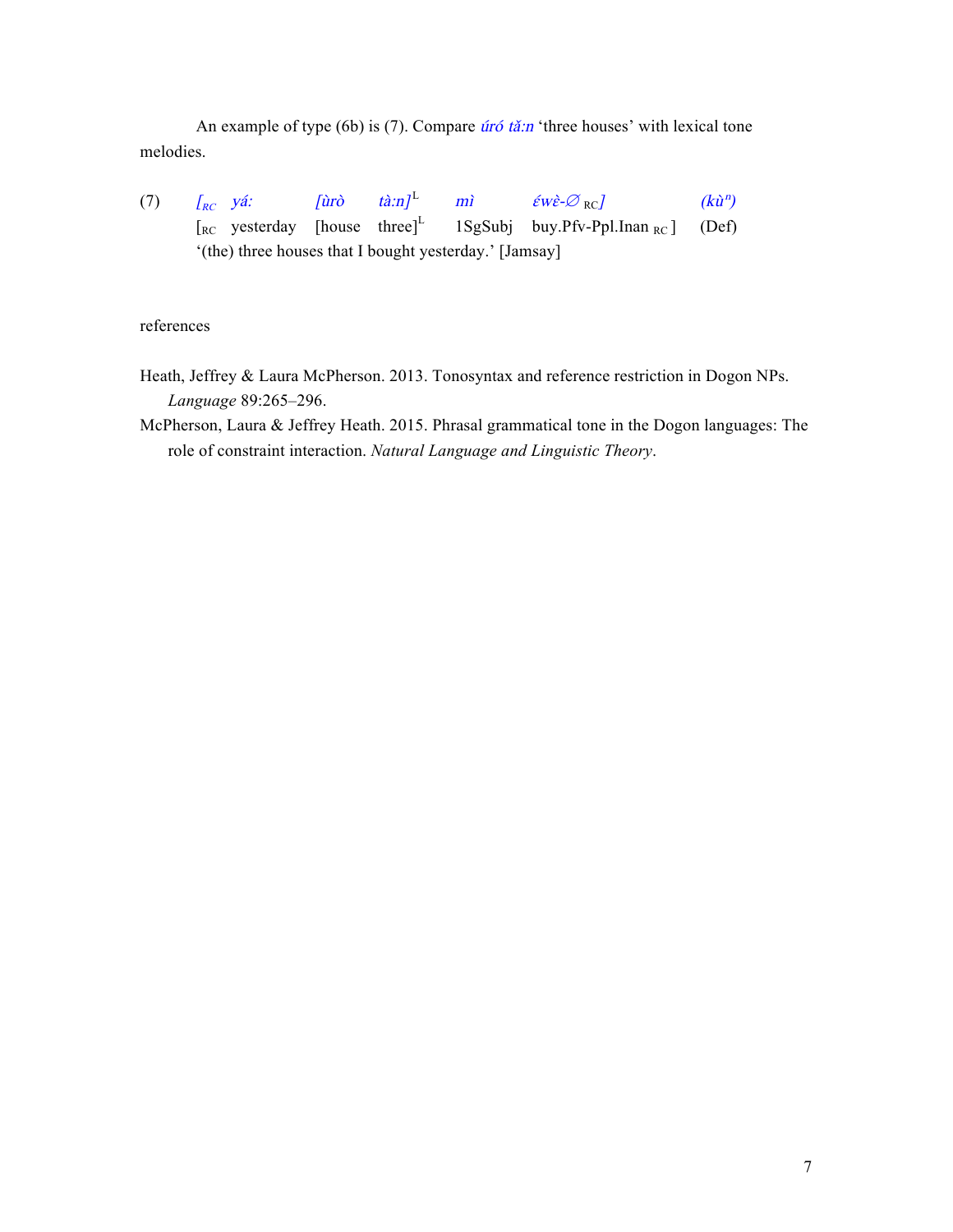An example of type (6b) is (7). Compare *úró tǎ:n* 'three houses' with lexical tone melodies.

(7) *[RC yá: [ùrò tà:n]*$^{L}$ *mì ɛ́wɛ̀-∅ RC] (kùⁿ)*
[RC yesterday [house three]$^{L}$ 1SgSubj buy.Pfv-Ppl.Inan RC] (Def)
'(the) three houses that I bought yesterday.' [Jamsay]

references

Heath, Jeffrey & Laura McPherson. 2013. Tonosyntax and reference restriction in Dogon NPs. *Language* 89:265–296.

McPherson, Laura & Jeffrey Heath. 2015. Phrasal grammatical tone in the Dogon languages: The role of constraint interaction. *Natural Language and Linguistic Theory*.